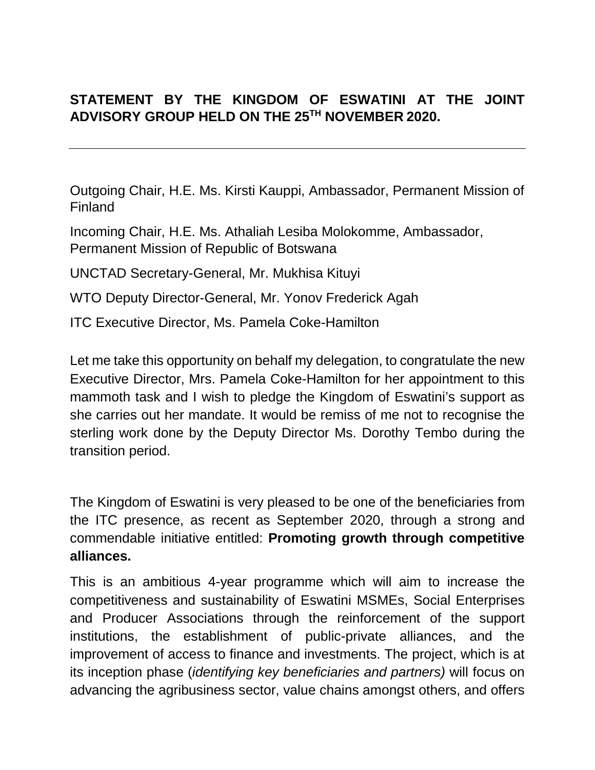# STATEMENT BY THE KINGDOM OF ESWATINI AT THE JOINT ADVISORY GROUP HELD ON THE 25TH NOVEMBER 2020.

---

Outgoing Chair, H.E. Ms. Kirsti Kauppi, Ambassador, Permanent Mission of Finland

Incoming Chair, H.E. Ms. Athaliah Lesiba Molokomme, Ambassador, Permanent Mission of Republic of Botswana

UNCTAD Secretary-General, Mr. Mukhisa Kituyi

WTO Deputy Director-General, Mr. Yonov Frederick Agah

ITC Executive Director, Ms. Pamela Coke-Hamilton

Let me take this opportunity on behalf my delegation, to congratulate the new Executive Director, Mrs. Pamela Coke-Hamilton for her appointment to this mammoth task and I wish to pledge the Kingdom of Eswatini's support as she carries out her mandate. It would be remiss of me not to recognise the sterling work done by the Deputy Director Ms. Dorothy Tembo during the transition period.

The Kingdom of Eswatini is very pleased to be one of the beneficiaries from the ITC presence, as recent as September 2020, through a strong and commendable initiative entitled: **Promoting growth through competitive alliances.**

This is an ambitious 4-year programme which will aim to increase the competitiveness and sustainability of Eswatini MSMEs, Social Enterprises and Producer Associations through the reinforcement of the support institutions, the establishment of public-private alliances, and the improvement of access to finance and investments. The project, which is at its inception phase (*identifying key beneficiaries and partners)* will focus on advancing the agribusiness sector, value chains amongst others, and offers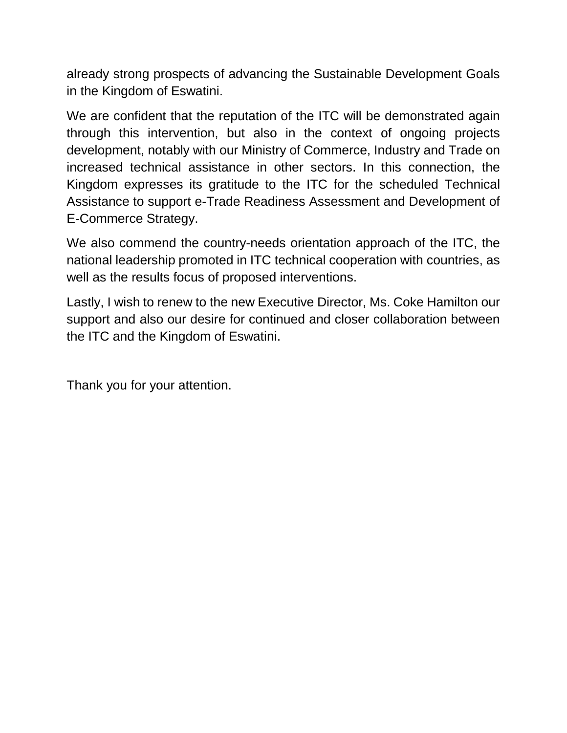already strong prospects of advancing the Sustainable Development Goals in the Kingdom of Eswatini.

We are confident that the reputation of the ITC will be demonstrated again through this intervention, but also in the context of ongoing projects development, notably with our Ministry of Commerce, Industry and Trade on increased technical assistance in other sectors. In this connection, the Kingdom expresses its gratitude to the ITC for the scheduled Technical Assistance to support e-Trade Readiness Assessment and Development of E-Commerce Strategy.

We also commend the country-needs orientation approach of the ITC, the national leadership promoted in ITC technical cooperation with countries, as well as the results focus of proposed interventions.

Lastly, I wish to renew to the new Executive Director, Ms. Coke Hamilton our support and also our desire for continued and closer collaboration between the ITC and the Kingdom of Eswatini.

Thank you for your attention.